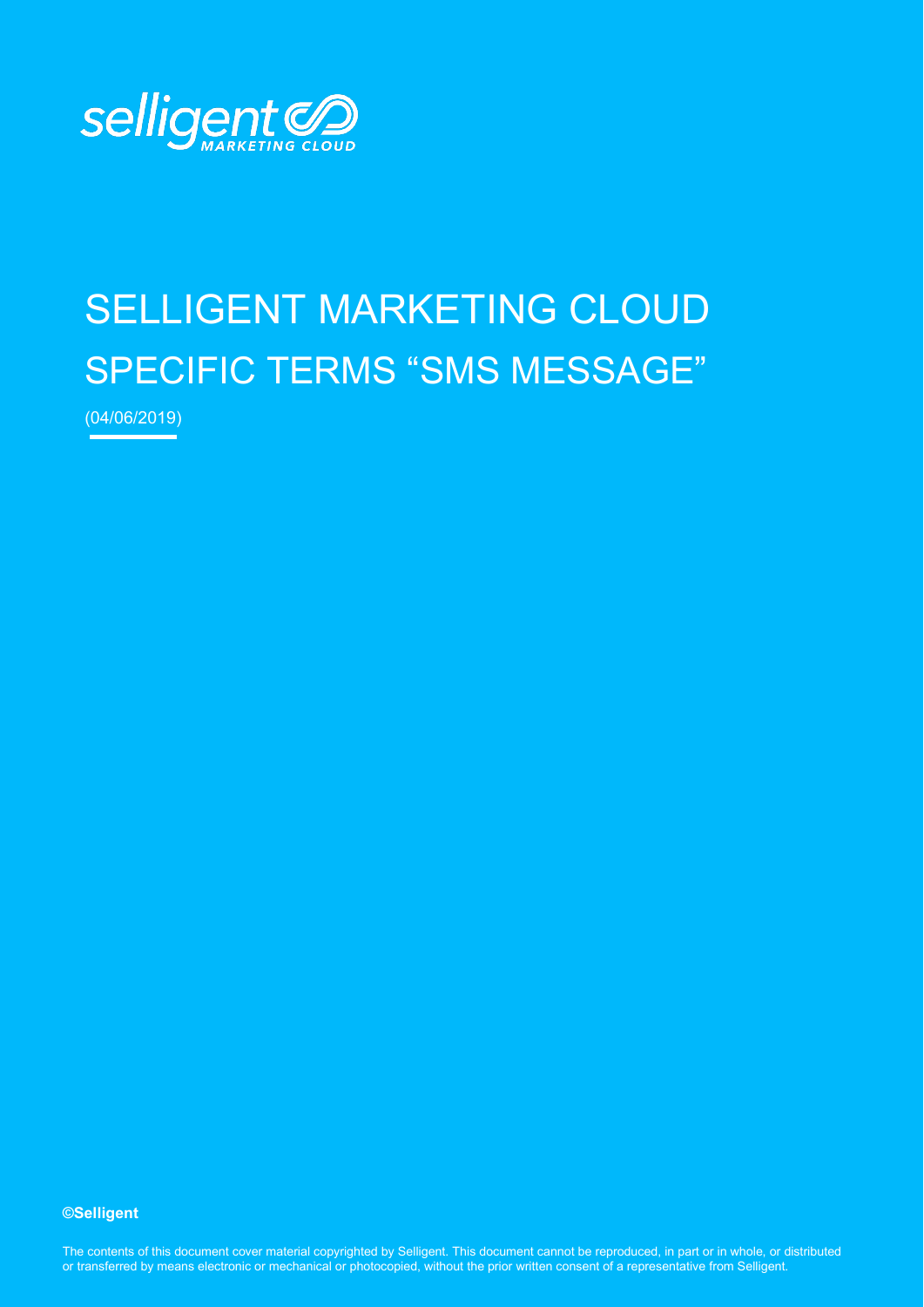selligent MARKETING CLOUD

# SELLIGENT MARKETING CLOUD SPECIFIC TERMS "SMS MESSAGE"

(04/06/2019)

**©Selligent**

The contents of this document cover material copyrighted by Selligent. This document cannot be reproduced, in part or in whole, or distributed or transferred by means electronic or mechanical or photocopied, without the prior written consent of a representative from Selligent.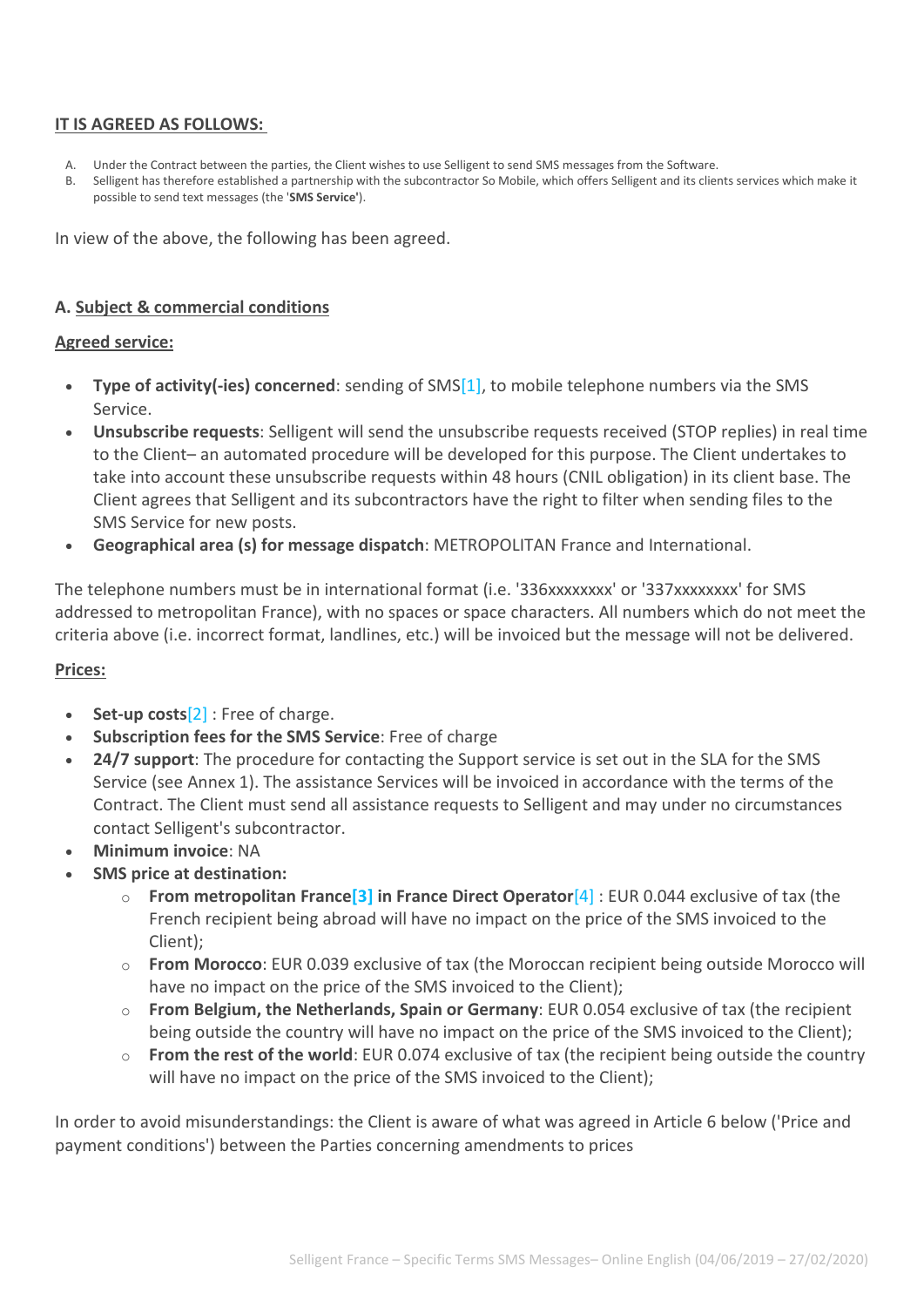**IT IS AGREED AS FOLLOWS:**

A. Under the Contract between the parties, the Client wishes to use Selligent to send SMS messages from the Software.
B. Selligent has therefore established a partnership with the subcontractor So Mobile, which offers Selligent and its clients services which make it possible to send text messages (the '**SMS Service**').

In view of the above, the following has been agreed.

### A. Subject & commercial conditions

**Agreed service:**

- **Type of activity(-ies) concerned**: sending of SMS[1], to mobile telephone numbers via the SMS Service.
- **Unsubscribe requests**: Selligent will send the unsubscribe requests received (STOP replies) in real time to the Client– an automated procedure will be developed for this purpose. The Client undertakes to take into account these unsubscribe requests within 48 hours (CNIL obligation) in its client base. The Client agrees that Selligent and its subcontractors have the right to filter when sending files to the SMS Service for new posts.
- **Geographical area (s) for message dispatch**: METROPOLITAN France and International.

The telephone numbers must be in international format (i.e. '336xxxxxxxx' or '337xxxxxxxx' for SMS addressed to metropolitan France), with no spaces or space characters. All numbers which do not meet the criteria above (i.e. incorrect format, landlines, etc.) will be invoiced but the message will not be delivered.

**Prices:**

- **Set-up costs**[2] : Free of charge.
- **Subscription fees for the SMS Service**: Free of charge
- **24/7 support**: The procedure for contacting the Support service is set out in the SLA for the SMS Service (see Annex 1). The assistance Services will be invoiced in accordance with the terms of the Contract. The Client must send all assistance requests to Selligent and may under no circumstances contact Selligent's subcontractor.
- **Minimum invoice**: NA
- **SMS price at destination:**
  - **From metropolitan France[3] in France Direct Operator**[4] : EUR 0.044 exclusive of tax (the French recipient being abroad will have no impact on the price of the SMS invoiced to the Client);
  - **From Morocco**: EUR 0.039 exclusive of tax (the Moroccan recipient being outside Morocco will have no impact on the price of the SMS invoiced to the Client);
  - **From Belgium, the Netherlands, Spain or Germany**: EUR 0.054 exclusive of tax (the recipient being outside the country will have no impact on the price of the SMS invoiced to the Client);
  - **From the rest of the world**: EUR 0.074 exclusive of tax (the recipient being outside the country will have no impact on the price of the SMS invoiced to the Client);

In order to avoid misunderstandings: the Client is aware of what was agreed in Article 6 below ('Price and payment conditions') between the Parties concerning amendments to prices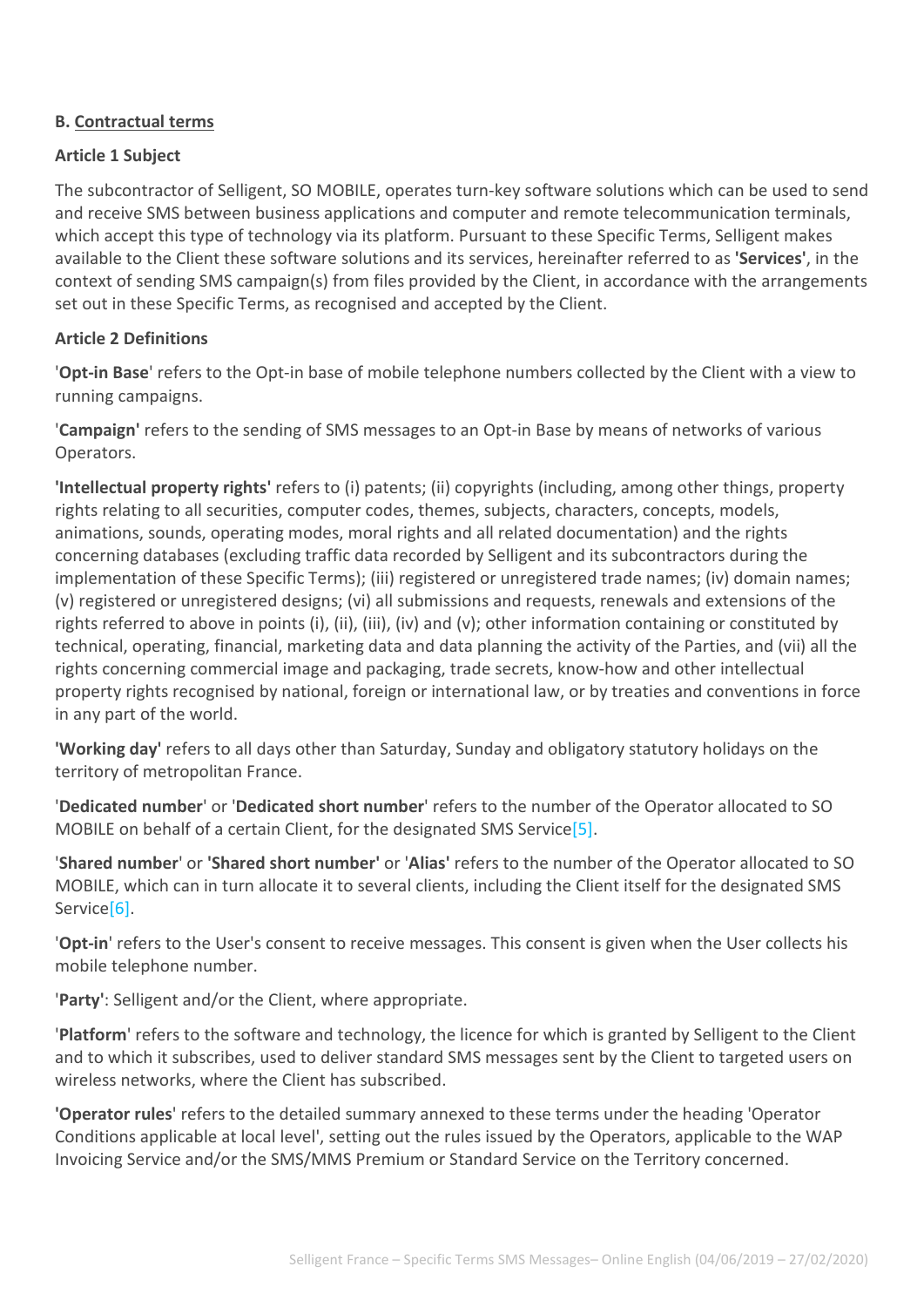**B. Contractual terms**

**Article 1 Subject**

The subcontractor of Selligent, SO MOBILE, operates turn-key software solutions which can be used to send and receive SMS between business applications and computer and remote telecommunication terminals, which accept this type of technology via its platform. Pursuant to these Specific Terms, Selligent makes available to the Client these software solutions and its services, hereinafter referred to as **'Services'**, in the context of sending SMS campaign(s) from files provided by the Client, in accordance with the arrangements set out in these Specific Terms, as recognised and accepted by the Client.

**Article 2 Definitions**

'**Opt-in Base**' refers to the Opt-in base of mobile telephone numbers collected by the Client with a view to running campaigns.

'**Campaign'** refers to the sending of SMS messages to an Opt-in Base by means of networks of various Operators.

**'Intellectual property rights'** refers to (i) patents; (ii) copyrights (including, among other things, property rights relating to all securities, computer codes, themes, subjects, characters, concepts, models, animations, sounds, operating modes, moral rights and all related documentation) and the rights concerning databases (excluding traffic data recorded by Selligent and its subcontractors during the implementation of these Specific Terms); (iii) registered or unregistered trade names; (iv) domain names; (v) registered or unregistered designs; (vi) all submissions and requests, renewals and extensions of the rights referred to above in points (i), (ii), (iii), (iv) and (v); other information containing or constituted by technical, operating, financial, marketing data and data planning the activity of the Parties, and (vii) all the rights concerning commercial image and packaging, trade secrets, know-how and other intellectual property rights recognised by national, foreign or international law, or by treaties and conventions in force in any part of the world.

**'Working day'** refers to all days other than Saturday, Sunday and obligatory statutory holidays on the territory of metropolitan France.

'**Dedicated number**' or '**Dedicated short number**' refers to the number of the Operator allocated to SO MOBILE on behalf of a certain Client, for the designated SMS Service[5].

'**Shared number**' or **'Shared short number'** or '**Alias'** refers to the number of the Operator allocated to SO MOBILE, which can in turn allocate it to several clients, including the Client itself for the designated SMS Service[6].

'**Opt-in**' refers to the User's consent to receive messages. This consent is given when the User collects his mobile telephone number.

'**Party'**: Selligent and/or the Client, where appropriate.

'**Platform**' refers to the software and technology, the licence for which is granted by Selligent to the Client and to which it subscribes, used to deliver standard SMS messages sent by the Client to targeted users on wireless networks, where the Client has subscribed.

**'Operator rules**' refers to the detailed summary annexed to these terms under the heading 'Operator Conditions applicable at local level', setting out the rules issued by the Operators, applicable to the WAP Invoicing Service and/or the SMS/MMS Premium or Standard Service on the Territory concerned.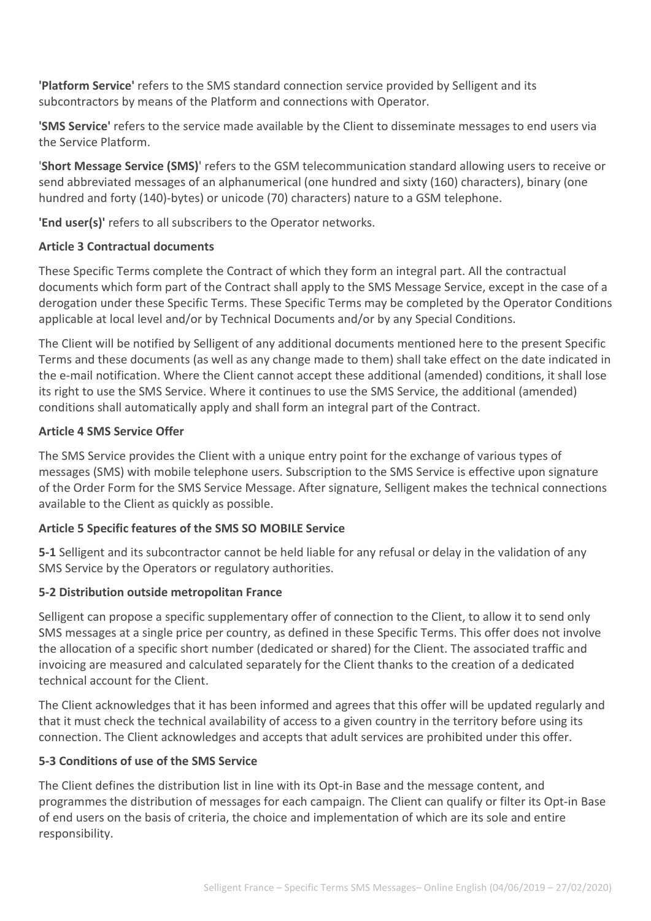**'Platform Service'** refers to the SMS standard connection service provided by Selligent and its subcontractors by means of the Platform and connections with Operator.

**'SMS Service'** refers to the service made available by the Client to disseminate messages to end users via the Service Platform.

'**Short Message Service (SMS)**' refers to the GSM telecommunication standard allowing users to receive or send abbreviated messages of an alphanumerical (one hundred and sixty (160) characters), binary (one hundred and forty (140)-bytes) or unicode (70) characters) nature to a GSM telephone.

**'End user(s)'** refers to all subscribers to the Operator networks.

**Article 3 Contractual documents**

These Specific Terms complete the Contract of which they form an integral part. All the contractual documents which form part of the Contract shall apply to the SMS Message Service, except in the case of a derogation under these Specific Terms. These Specific Terms may be completed by the Operator Conditions applicable at local level and/or by Technical Documents and/or by any Special Conditions.

The Client will be notified by Selligent of any additional documents mentioned here to the present Specific Terms and these documents (as well as any change made to them) shall take effect on the date indicated in the e-mail notification. Where the Client cannot accept these additional (amended) conditions, it shall lose its right to use the SMS Service. Where it continues to use the SMS Service, the additional (amended) conditions shall automatically apply and shall form an integral part of the Contract.

**Article 4 SMS Service Offer**

The SMS Service provides the Client with a unique entry point for the exchange of various types of messages (SMS) with mobile telephone users. Subscription to the SMS Service is effective upon signature of the Order Form for the SMS Service Message. After signature, Selligent makes the technical connections available to the Client as quickly as possible.

**Article 5 Specific features of the SMS SO MOBILE Service**

**5-1** Selligent and its subcontractor cannot be held liable for any refusal or delay in the validation of any SMS Service by the Operators or regulatory authorities.

**5-2 Distribution outside metropolitan France**

Selligent can propose a specific supplementary offer of connection to the Client, to allow it to send only SMS messages at a single price per country, as defined in these Specific Terms. This offer does not involve the allocation of a specific short number (dedicated or shared) for the Client. The associated traffic and invoicing are measured and calculated separately for the Client thanks to the creation of a dedicated technical account for the Client.

The Client acknowledges that it has been informed and agrees that this offer will be updated regularly and that it must check the technical availability of access to a given country in the territory before using its connection. The Client acknowledges and accepts that adult services are prohibited under this offer.

**5-3 Conditions of use of the SMS Service**

The Client defines the distribution list in line with its Opt-in Base and the message content, and programmes the distribution of messages for each campaign. The Client can qualify or filter its Opt-in Base of end users on the basis of criteria, the choice and implementation of which are its sole and entire responsibility.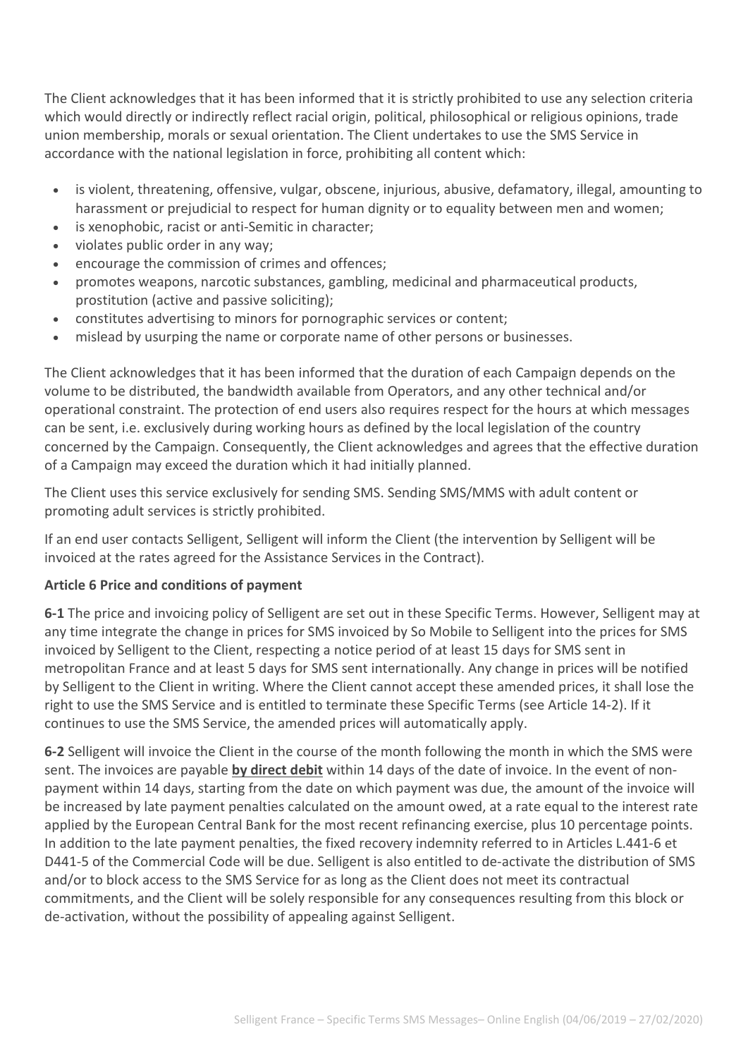The Client acknowledges that it has been informed that it is strictly prohibited to use any selection criteria which would directly or indirectly reflect racial origin, political, philosophical or religious opinions, trade union membership, morals or sexual orientation. The Client undertakes to use the SMS Service in accordance with the national legislation in force, prohibiting all content which:

- is violent, threatening, offensive, vulgar, obscene, injurious, abusive, defamatory, illegal, amounting to harassment or prejudicial to respect for human dignity or to equality between men and women;
- is xenophobic, racist or anti-Semitic in character;
- violates public order in any way;
- encourage the commission of crimes and offences;
- promotes weapons, narcotic substances, gambling, medicinal and pharmaceutical products, prostitution (active and passive soliciting);
- constitutes advertising to minors for pornographic services or content;
- mislead by usurping the name or corporate name of other persons or businesses.

The Client acknowledges that it has been informed that the duration of each Campaign depends on the volume to be distributed, the bandwidth available from Operators, and any other technical and/or operational constraint. The protection of end users also requires respect for the hours at which messages can be sent, i.e. exclusively during working hours as defined by the local legislation of the country concerned by the Campaign. Consequently, the Client acknowledges and agrees that the effective duration of a Campaign may exceed the duration which it had initially planned.

The Client uses this service exclusively for sending SMS. Sending SMS/MMS with adult content or promoting adult services is strictly prohibited.

If an end user contacts Selligent, Selligent will inform the Client (the intervention by Selligent will be invoiced at the rates agreed for the Assistance Services in the Contract).

**Article 6 Price and conditions of payment**

**6-1** The price and invoicing policy of Selligent are set out in these Specific Terms. However, Selligent may at any time integrate the change in prices for SMS invoiced by So Mobile to Selligent into the prices for SMS invoiced by Selligent to the Client, respecting a notice period of at least 15 days for SMS sent in metropolitan France and at least 5 days for SMS sent internationally. Any change in prices will be notified by Selligent to the Client in writing. Where the Client cannot accept these amended prices, it shall lose the right to use the SMS Service and is entitled to terminate these Specific Terms (see Article 14-2). If it continues to use the SMS Service, the amended prices will automatically apply.

**6-2** Selligent will invoice the Client in the course of the month following the month in which the SMS were sent. The invoices are payable **by direct debit** within 14 days of the date of invoice. In the event of non-payment within 14 days, starting from the date on which payment was due, the amount of the invoice will be increased by late payment penalties calculated on the amount owed, at a rate equal to the interest rate applied by the European Central Bank for the most recent refinancing exercise, plus 10 percentage points. In addition to the late payment penalties, the fixed recovery indemnity referred to in Articles L.441-6 et D441-5 of the Commercial Code will be due. Selligent is also entitled to de-activate the distribution of SMS and/or to block access to the SMS Service for as long as the Client does not meet its contractual commitments, and the Client will be solely responsible for any consequences resulting from this block or de-activation, without the possibility of appealing against Selligent.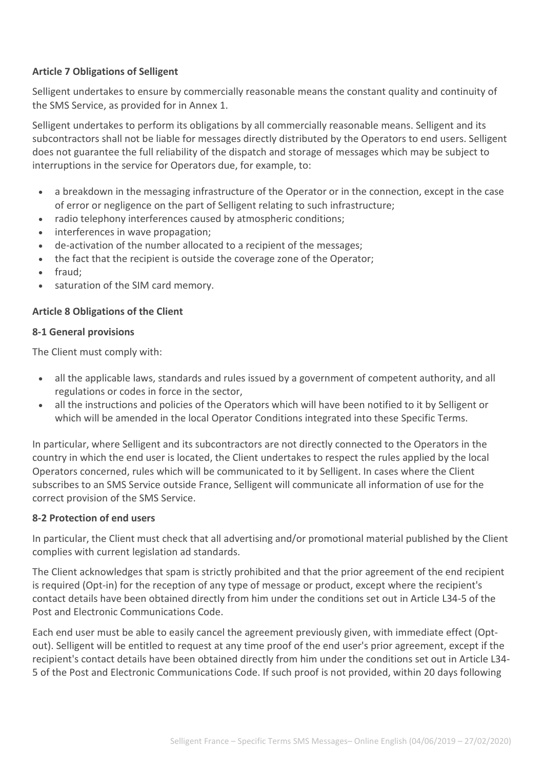**Article 7 Obligations of Selligent**

Selligent undertakes to ensure by commercially reasonable means the constant quality and continuity of the SMS Service, as provided for in Annex 1.

Selligent undertakes to perform its obligations by all commercially reasonable means. Selligent and its subcontractors shall not be liable for messages directly distributed by the Operators to end users. Selligent does not guarantee the full reliability of the dispatch and storage of messages which may be subject to interruptions in the service for Operators due, for example, to:

- a breakdown in the messaging infrastructure of the Operator or in the connection, except in the case of error or negligence on the part of Selligent relating to such infrastructure;
- radio telephony interferences caused by atmospheric conditions;
- interferences in wave propagation;
- de-activation of the number allocated to a recipient of the messages;
- the fact that the recipient is outside the coverage zone of the Operator;
- fraud;
- saturation of the SIM card memory.

**Article 8 Obligations of the Client**

**8-1 General provisions**

The Client must comply with:

- all the applicable laws, standards and rules issued by a government of competent authority, and all regulations or codes in force in the sector,
- all the instructions and policies of the Operators which will have been notified to it by Selligent or which will be amended in the local Operator Conditions integrated into these Specific Terms.

In particular, where Selligent and its subcontractors are not directly connected to the Operators in the country in which the end user is located, the Client undertakes to respect the rules applied by the local Operators concerned, rules which will be communicated to it by Selligent. In cases where the Client subscribes to an SMS Service outside France, Selligent will communicate all information of use for the correct provision of the SMS Service.

**8-2 Protection of end users**

In particular, the Client must check that all advertising and/or promotional material published by the Client complies with current legislation ad standards.

The Client acknowledges that spam is strictly prohibited and that the prior agreement of the end recipient is required (Opt-in) for the reception of any type of message or product, except where the recipient's contact details have been obtained directly from him under the conditions set out in Article L34-5 of the Post and Electronic Communications Code.

Each end user must be able to easily cancel the agreement previously given, with immediate effect (Opt-out). Selligent will be entitled to request at any time proof of the end user's prior agreement, except if the recipient's contact details have been obtained directly from him under the conditions set out in Article L34-5 of the Post and Electronic Communications Code. If such proof is not provided, within 20 days following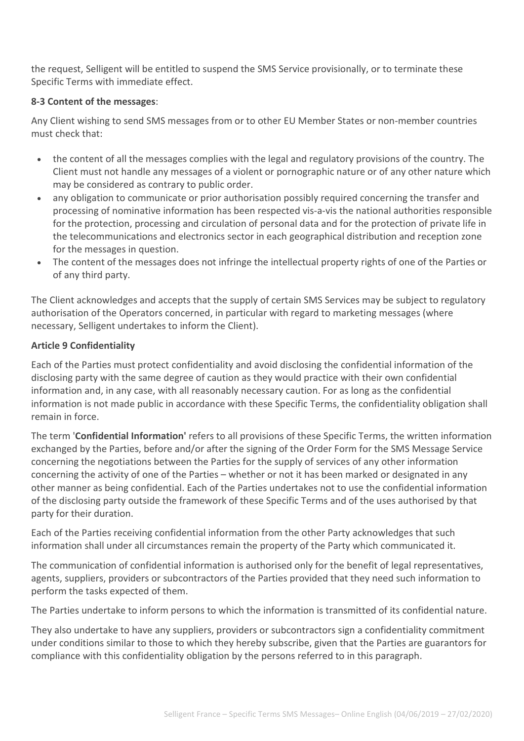the request, Selligent will be entitled to suspend the SMS Service provisionally, or to terminate these Specific Terms with immediate effect.

**8-3 Content of the messages**:

Any Client wishing to send SMS messages from or to other EU Member States or non-member countries must check that:

- the content of all the messages complies with the legal and regulatory provisions of the country. The Client must not handle any messages of a violent or pornographic nature or of any other nature which may be considered as contrary to public order.
- any obligation to communicate or prior authorisation possibly required concerning the transfer and processing of nominative information has been respected vis-a-vis the national authorities responsible for the protection, processing and circulation of personal data and for the protection of private life in the telecommunications and electronics sector in each geographical distribution and reception zone for the messages in question.
- The content of the messages does not infringe the intellectual property rights of one of the Parties or of any third party.

The Client acknowledges and accepts that the supply of certain SMS Services may be subject to regulatory authorisation of the Operators concerned, in particular with regard to marketing messages (where necessary, Selligent undertakes to inform the Client).

**Article 9 Confidentiality**

Each of the Parties must protect confidentiality and avoid disclosing the confidential information of the disclosing party with the same degree of caution as they would practice with their own confidential information and, in any case, with all reasonably necessary caution. For as long as the confidential information is not made public in accordance with these Specific Terms, the confidentiality obligation shall remain in force.

The term '**Confidential Information'** refers to all provisions of these Specific Terms, the written information exchanged by the Parties, before and/or after the signing of the Order Form for the SMS Message Service concerning the negotiations between the Parties for the supply of services of any other information concerning the activity of one of the Parties – whether or not it has been marked or designated in any other manner as being confidential. Each of the Parties undertakes not to use the confidential information of the disclosing party outside the framework of these Specific Terms and of the uses authorised by that party for their duration.

Each of the Parties receiving confidential information from the other Party acknowledges that such information shall under all circumstances remain the property of the Party which communicated it.

The communication of confidential information is authorised only for the benefit of legal representatives, agents, suppliers, providers or subcontractors of the Parties provided that they need such information to perform the tasks expected of them.

The Parties undertake to inform persons to which the information is transmitted of its confidential nature.

They also undertake to have any suppliers, providers or subcontractors sign a confidentiality commitment under conditions similar to those to which they hereby subscribe, given that the Parties are guarantors for compliance with this confidentiality obligation by the persons referred to in this paragraph.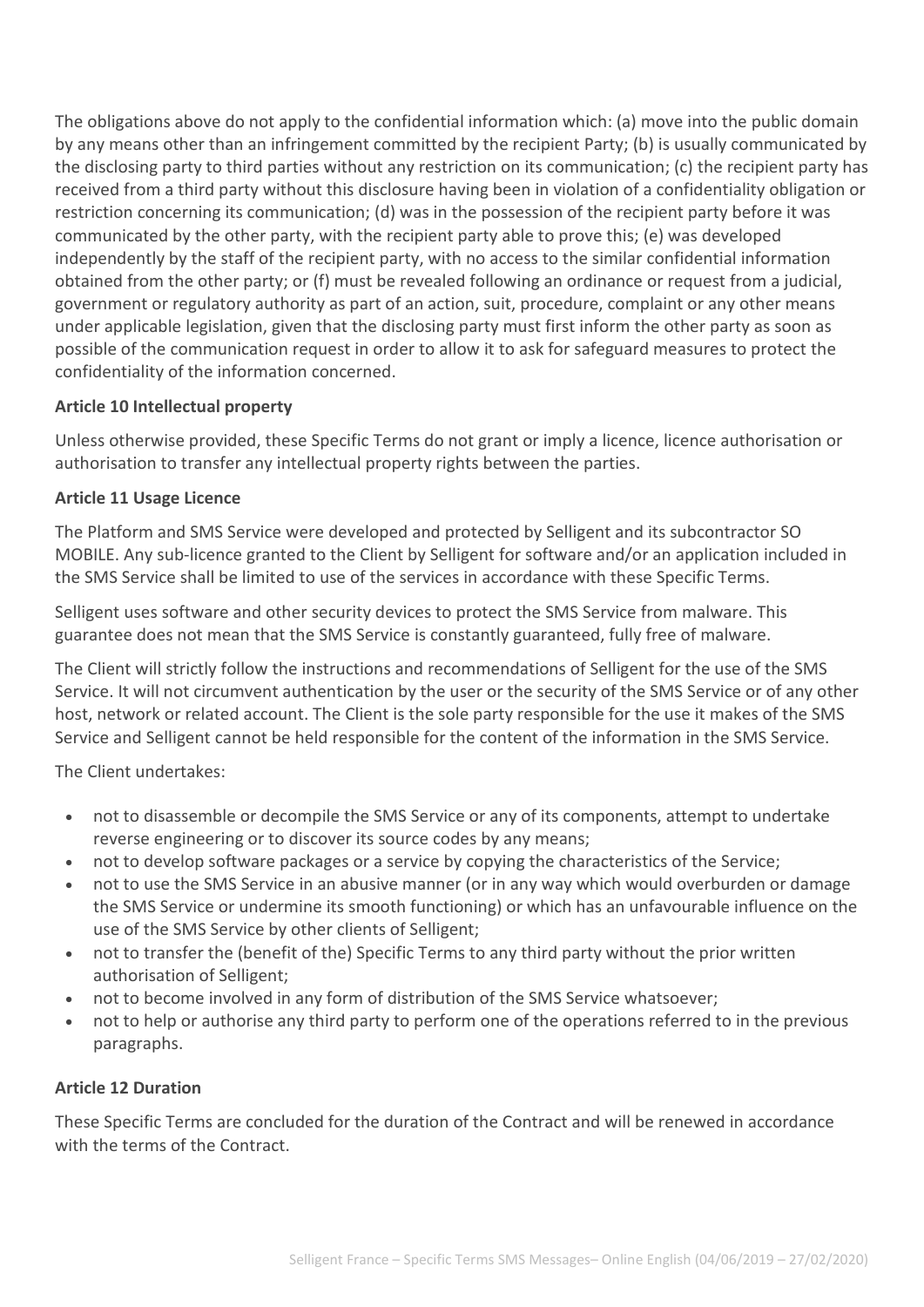The obligations above do not apply to the confidential information which: (a) move into the public domain by any means other than an infringement committed by the recipient Party; (b) is usually communicated by the disclosing party to third parties without any restriction on its communication; (c) the recipient party has received from a third party without this disclosure having been in violation of a confidentiality obligation or restriction concerning its communication; (d) was in the possession of the recipient party before it was communicated by the other party, with the recipient party able to prove this; (e) was developed independently by the staff of the recipient party, with no access to the similar confidential information obtained from the other party; or (f) must be revealed following an ordinance or request from a judicial, government or regulatory authority as part of an action, suit, procedure, complaint or any other means under applicable legislation, given that the disclosing party must first inform the other party as soon as possible of the communication request in order to allow it to ask for safeguard measures to protect the confidentiality of the information concerned.

**Article 10 Intellectual property**

Unless otherwise provided, these Specific Terms do not grant or imply a licence, licence authorisation or authorisation to transfer any intellectual property rights between the parties.

**Article 11 Usage Licence**

The Platform and SMS Service were developed and protected by Selligent and its subcontractor SO MOBILE. Any sub-licence granted to the Client by Selligent for software and/or an application included in the SMS Service shall be limited to use of the services in accordance with these Specific Terms.

Selligent uses software and other security devices to protect the SMS Service from malware. This guarantee does not mean that the SMS Service is constantly guaranteed, fully free of malware.

The Client will strictly follow the instructions and recommendations of Selligent for the use of the SMS Service. It will not circumvent authentication by the user or the security of the SMS Service or of any other host, network or related account. The Client is the sole party responsible for the use it makes of the SMS Service and Selligent cannot be held responsible for the content of the information in the SMS Service.

The Client undertakes:

- not to disassemble or decompile the SMS Service or any of its components, attempt to undertake reverse engineering or to discover its source codes by any means;
- not to develop software packages or a service by copying the characteristics of the Service;
- not to use the SMS Service in an abusive manner (or in any way which would overburden or damage the SMS Service or undermine its smooth functioning) or which has an unfavourable influence on the use of the SMS Service by other clients of Selligent;
- not to transfer the (benefit of the) Specific Terms to any third party without the prior written authorisation of Selligent;
- not to become involved in any form of distribution of the SMS Service whatsoever;
- not to help or authorise any third party to perform one of the operations referred to in the previous paragraphs.

**Article 12 Duration**

These Specific Terms are concluded for the duration of the Contract and will be renewed in accordance with the terms of the Contract.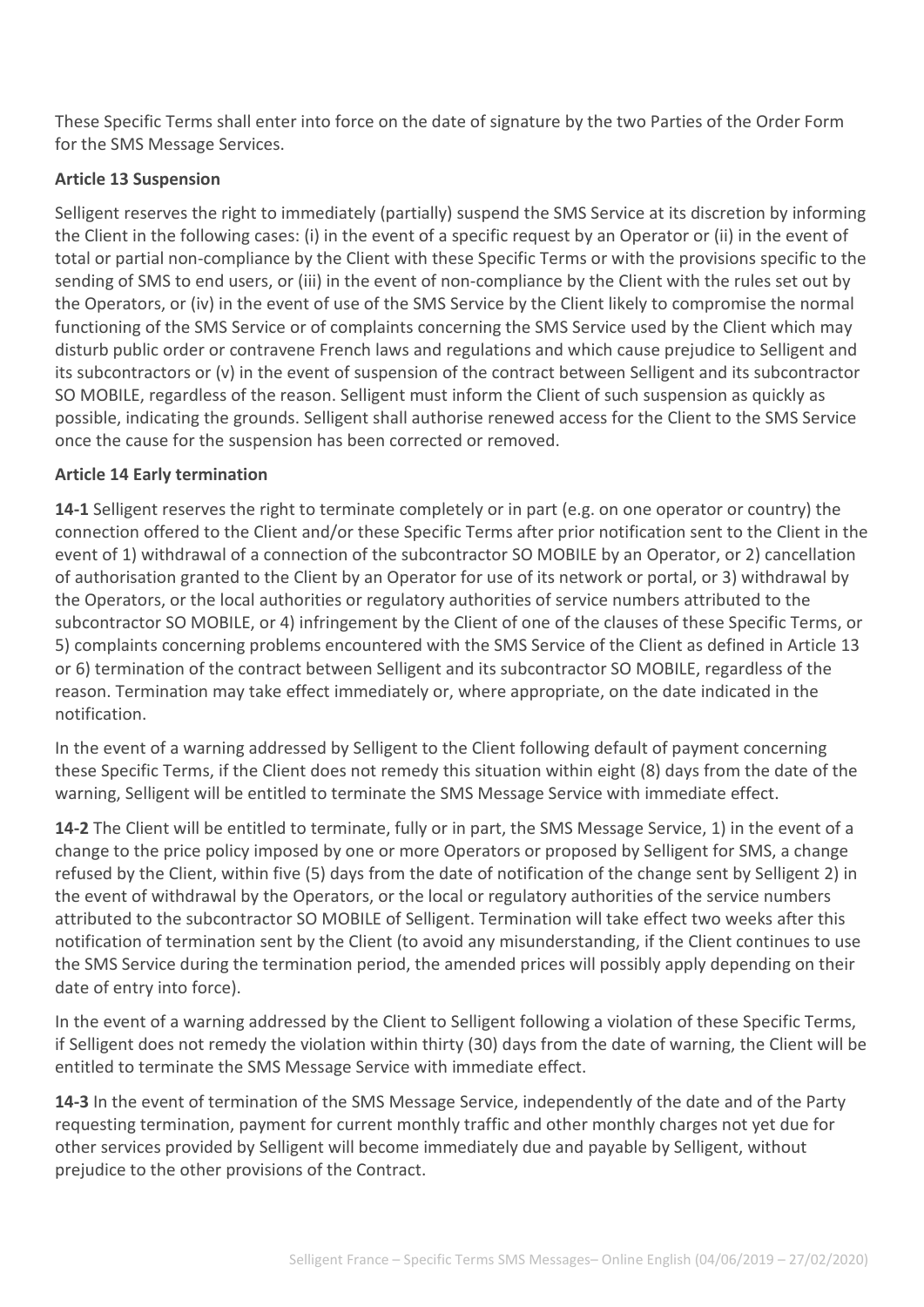These Specific Terms shall enter into force on the date of signature by the two Parties of the Order Form for the SMS Message Services.

**Article 13 Suspension**

Selligent reserves the right to immediately (partially) suspend the SMS Service at its discretion by informing the Client in the following cases: (i) in the event of a specific request by an Operator or (ii) in the event of total or partial non-compliance by the Client with these Specific Terms or with the provisions specific to the sending of SMS to end users, or (iii) in the event of non-compliance by the Client with the rules set out by the Operators, or (iv) in the event of use of the SMS Service by the Client likely to compromise the normal functioning of the SMS Service or of complaints concerning the SMS Service used by the Client which may disturb public order or contravene French laws and regulations and which cause prejudice to Selligent and its subcontractors or (v) in the event of suspension of the contract between Selligent and its subcontractor SO MOBILE, regardless of the reason. Selligent must inform the Client of such suspension as quickly as possible, indicating the grounds. Selligent shall authorise renewed access for the Client to the SMS Service once the cause for the suspension has been corrected or removed.

**Article 14 Early termination**

**14-1** Selligent reserves the right to terminate completely or in part (e.g. on one operator or country) the connection offered to the Client and/or these Specific Terms after prior notification sent to the Client in the event of 1) withdrawal of a connection of the subcontractor SO MOBILE by an Operator, or 2) cancellation of authorisation granted to the Client by an Operator for use of its network or portal, or 3) withdrawal by the Operators, or the local authorities or regulatory authorities of service numbers attributed to the subcontractor SO MOBILE, or 4) infringement by the Client of one of the clauses of these Specific Terms, or 5) complaints concerning problems encountered with the SMS Service of the Client as defined in Article 13 or 6) termination of the contract between Selligent and its subcontractor SO MOBILE, regardless of the reason. Termination may take effect immediately or, where appropriate, on the date indicated in the notification.

In the event of a warning addressed by Selligent to the Client following default of payment concerning these Specific Terms, if the Client does not remedy this situation within eight (8) days from the date of the warning, Selligent will be entitled to terminate the SMS Message Service with immediate effect.

**14-2** The Client will be entitled to terminate, fully or in part, the SMS Message Service, 1) in the event of a change to the price policy imposed by one or more Operators or proposed by Selligent for SMS, a change refused by the Client, within five (5) days from the date of notification of the change sent by Selligent 2) in the event of withdrawal by the Operators, or the local or regulatory authorities of the service numbers attributed to the subcontractor SO MOBILE of Selligent. Termination will take effect two weeks after this notification of termination sent by the Client (to avoid any misunderstanding, if the Client continues to use the SMS Service during the termination period, the amended prices will possibly apply depending on their date of entry into force).

In the event of a warning addressed by the Client to Selligent following a violation of these Specific Terms, if Selligent does not remedy the violation within thirty (30) days from the date of warning, the Client will be entitled to terminate the SMS Message Service with immediate effect.

**14-3** In the event of termination of the SMS Message Service, independently of the date and of the Party requesting termination, payment for current monthly traffic and other monthly charges not yet due for other services provided by Selligent will become immediately due and payable by Selligent, without prejudice to the other provisions of the Contract.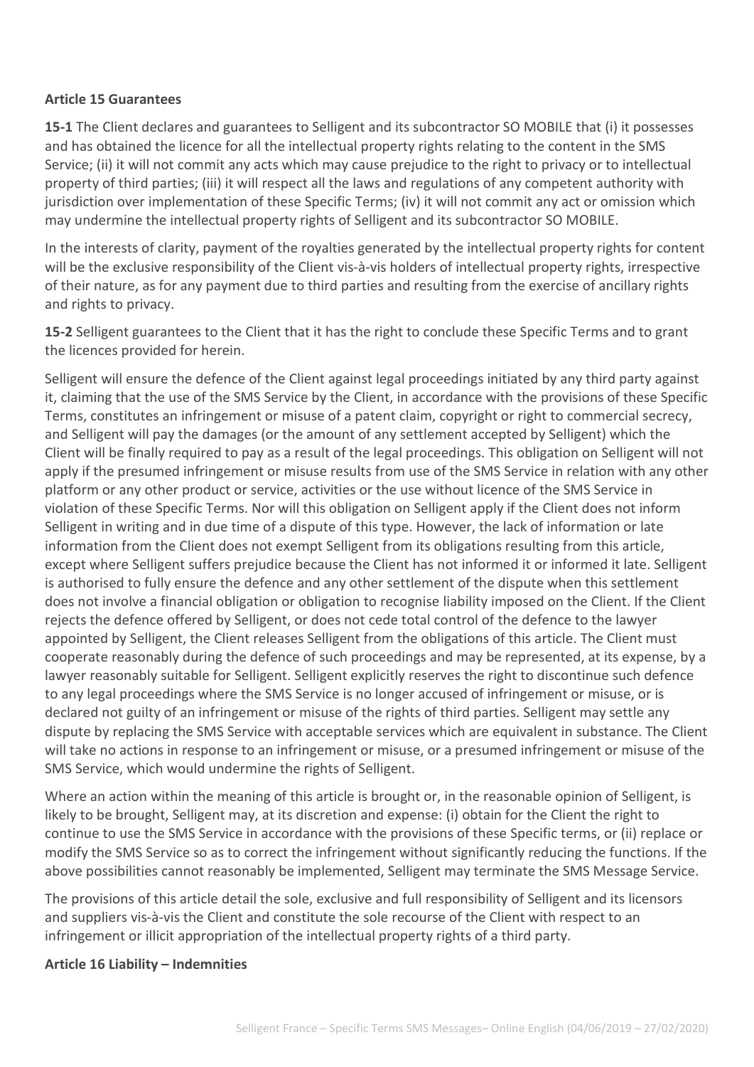**Article 15 Guarantees**

**15-1** The Client declares and guarantees to Selligent and its subcontractor SO MOBILE that (i) it possesses and has obtained the licence for all the intellectual property rights relating to the content in the SMS Service; (ii) it will not commit any acts which may cause prejudice to the right to privacy or to intellectual property of third parties; (iii) it will respect all the laws and regulations of any competent authority with jurisdiction over implementation of these Specific Terms; (iv) it will not commit any act or omission which may undermine the intellectual property rights of Selligent and its subcontractor SO MOBILE.

In the interests of clarity, payment of the royalties generated by the intellectual property rights for content will be the exclusive responsibility of the Client vis-à-vis holders of intellectual property rights, irrespective of their nature, as for any payment due to third parties and resulting from the exercise of ancillary rights and rights to privacy.

**15-2** Selligent guarantees to the Client that it has the right to conclude these Specific Terms and to grant the licences provided for herein.

Selligent will ensure the defence of the Client against legal proceedings initiated by any third party against it, claiming that the use of the SMS Service by the Client, in accordance with the provisions of these Specific Terms, constitutes an infringement or misuse of a patent claim, copyright or right to commercial secrecy, and Selligent will pay the damages (or the amount of any settlement accepted by Selligent) which the Client will be finally required to pay as a result of the legal proceedings. This obligation on Selligent will not apply if the presumed infringement or misuse results from use of the SMS Service in relation with any other platform or any other product or service, activities or the use without licence of the SMS Service in violation of these Specific Terms. Nor will this obligation on Selligent apply if the Client does not inform Selligent in writing and in due time of a dispute of this type. However, the lack of information or late information from the Client does not exempt Selligent from its obligations resulting from this article, except where Selligent suffers prejudice because the Client has not informed it or informed it late. Selligent is authorised to fully ensure the defence and any other settlement of the dispute when this settlement does not involve a financial obligation or obligation to recognise liability imposed on the Client. If the Client rejects the defence offered by Selligent, or does not cede total control of the defence to the lawyer appointed by Selligent, the Client releases Selligent from the obligations of this article. The Client must cooperate reasonably during the defence of such proceedings and may be represented, at its expense, by a lawyer reasonably suitable for Selligent. Selligent explicitly reserves the right to discontinue such defence to any legal proceedings where the SMS Service is no longer accused of infringement or misuse, or is declared not guilty of an infringement or misuse of the rights of third parties. Selligent may settle any dispute by replacing the SMS Service with acceptable services which are equivalent in substance. The Client will take no actions in response to an infringement or misuse, or a presumed infringement or misuse of the SMS Service, which would undermine the rights of Selligent.

Where an action within the meaning of this article is brought or, in the reasonable opinion of Selligent, is likely to be brought, Selligent may, at its discretion and expense: (i) obtain for the Client the right to continue to use the SMS Service in accordance with the provisions of these Specific terms, or (ii) replace or modify the SMS Service so as to correct the infringement without significantly reducing the functions. If the above possibilities cannot reasonably be implemented, Selligent may terminate the SMS Message Service.

The provisions of this article detail the sole, exclusive and full responsibility of Selligent and its licensors and suppliers vis-à-vis the Client and constitute the sole recourse of the Client with respect to an infringement or illicit appropriation of the intellectual property rights of a third party.

**Article 16 Liability – Indemnities**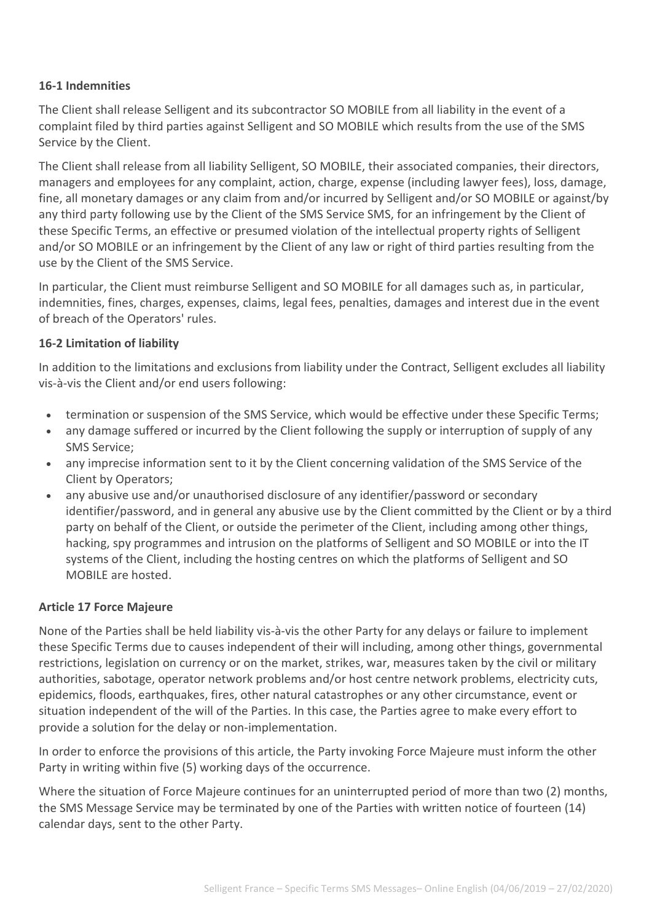### 16-1 Indemnities

The Client shall release Selligent and its subcontractor SO MOBILE from all liability in the event of a complaint filed by third parties against Selligent and SO MOBILE which results from the use of the SMS Service by the Client.

The Client shall release from all liability Selligent, SO MOBILE, their associated companies, their directors, managers and employees for any complaint, action, charge, expense (including lawyer fees), loss, damage, fine, all monetary damages or any claim from and/or incurred by Selligent and/or SO MOBILE or against/by any third party following use by the Client of the SMS Service SMS, for an infringement by the Client of these Specific Terms, an effective or presumed violation of the intellectual property rights of Selligent and/or SO MOBILE or an infringement by the Client of any law or right of third parties resulting from the use by the Client of the SMS Service.

In particular, the Client must reimburse Selligent and SO MOBILE for all damages such as, in particular, indemnities, fines, charges, expenses, claims, legal fees, penalties, damages and interest due in the event of breach of the Operators' rules.

### 16-2 Limitation of liability

In addition to the limitations and exclusions from liability under the Contract, Selligent excludes all liability vis-à-vis the Client and/or end users following:

- termination or suspension of the SMS Service, which would be effective under these Specific Terms;
- any damage suffered or incurred by the Client following the supply or interruption of supply of any SMS Service;
- any imprecise information sent to it by the Client concerning validation of the SMS Service of the Client by Operators;
- any abusive use and/or unauthorised disclosure of any identifier/password or secondary identifier/password, and in general any abusive use by the Client committed by the Client or by a third party on behalf of the Client, or outside the perimeter of the Client, including among other things, hacking, spy programmes and intrusion on the platforms of Selligent and SO MOBILE or into the IT systems of the Client, including the hosting centres on which the platforms of Selligent and SO MOBILE are hosted.

## Article 17 Force Majeure

None of the Parties shall be held liability vis-à-vis the other Party for any delays or failure to implement these Specific Terms due to causes independent of their will including, among other things, governmental restrictions, legislation on currency or on the market, strikes, war, measures taken by the civil or military authorities, sabotage, operator network problems and/or host centre network problems, electricity cuts, epidemics, floods, earthquakes, fires, other natural catastrophes or any other circumstance, event or situation independent of the will of the Parties. In this case, the Parties agree to make every effort to provide a solution for the delay or non-implementation.

In order to enforce the provisions of this article, the Party invoking Force Majeure must inform the other Party in writing within five (5) working days of the occurrence.

Where the situation of Force Majeure continues for an uninterrupted period of more than two (2) months, the SMS Message Service may be terminated by one of the Parties with written notice of fourteen (14) calendar days, sent to the other Party.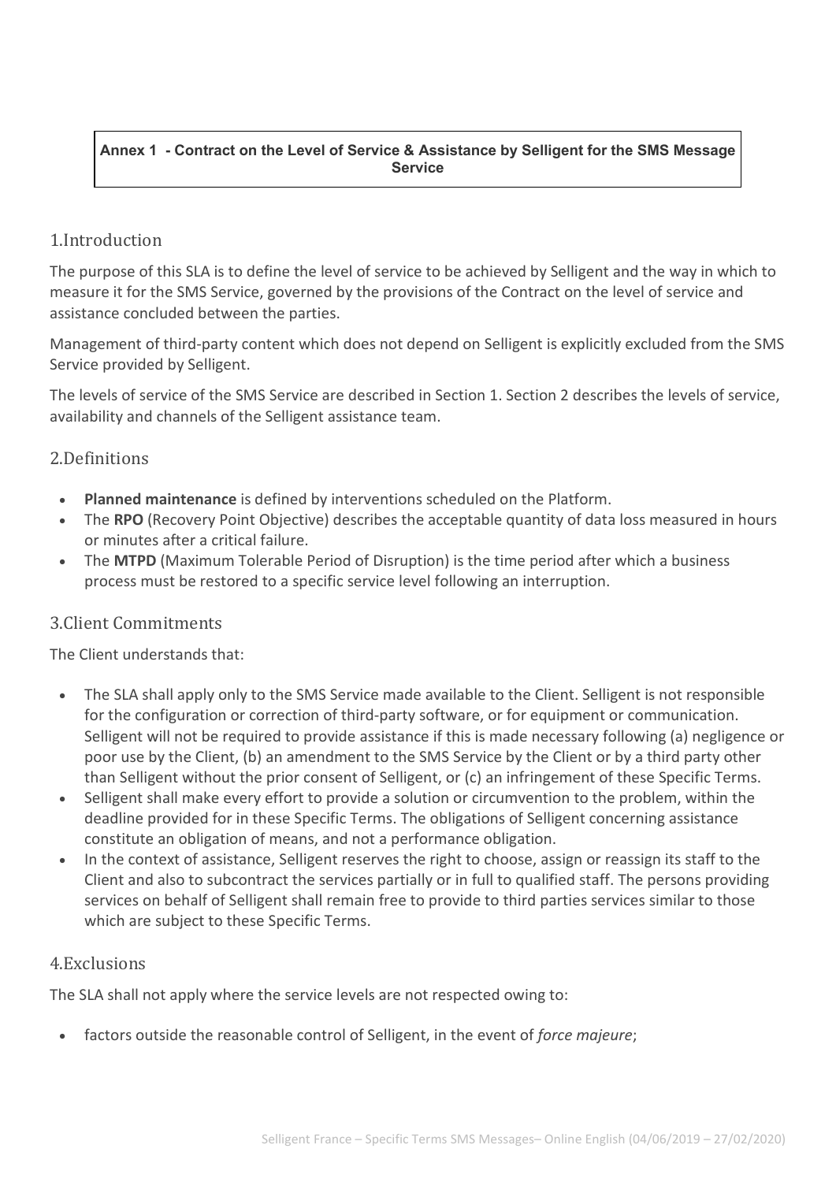**Annex 1 - Contract on the Level of Service & Assistance by Selligent for the SMS Message Service**

## 1.Introduction

The purpose of this SLA is to define the level of service to be achieved by Selligent and the way in which to measure it for the SMS Service, governed by the provisions of the Contract on the level of service and assistance concluded between the parties.

Management of third-party content which does not depend on Selligent is explicitly excluded from the SMS Service provided by Selligent.

The levels of service of the SMS Service are described in Section 1. Section 2 describes the levels of service, availability and channels of the Selligent assistance team.

## 2.Definitions

- **Planned maintenance** is defined by interventions scheduled on the Platform.
- The **RPO** (Recovery Point Objective) describes the acceptable quantity of data loss measured in hours or minutes after a critical failure.
- The **MTPD** (Maximum Tolerable Period of Disruption) is the time period after which a business process must be restored to a specific service level following an interruption.

## 3.Client Commitments

The Client understands that:

- The SLA shall apply only to the SMS Service made available to the Client. Selligent is not responsible for the configuration or correction of third-party software, or for equipment or communication. Selligent will not be required to provide assistance if this is made necessary following (a) negligence or poor use by the Client, (b) an amendment to the SMS Service by the Client or by a third party other than Selligent without the prior consent of Selligent, or (c) an infringement of these Specific Terms.
- Selligent shall make every effort to provide a solution or circumvention to the problem, within the deadline provided for in these Specific Terms. The obligations of Selligent concerning assistance constitute an obligation of means, and not a performance obligation.
- In the context of assistance, Selligent reserves the right to choose, assign or reassign its staff to the Client and also to subcontract the services partially or in full to qualified staff. The persons providing services on behalf of Selligent shall remain free to provide to third parties services similar to those which are subject to these Specific Terms.

## 4.Exclusions

The SLA shall not apply where the service levels are not respected owing to:

- factors outside the reasonable control of Selligent, in the event of *force majeure*;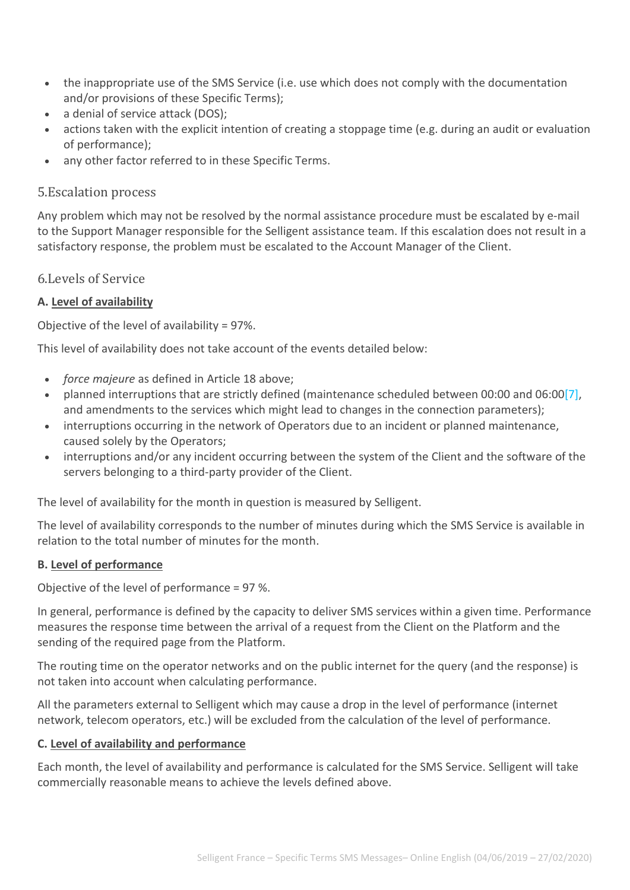- the inappropriate use of the SMS Service (i.e. use which does not comply with the documentation and/or provisions of these Specific Terms);
- a denial of service attack (DOS);
- actions taken with the explicit intention of creating a stoppage time (e.g. during an audit or evaluation of performance);
- any other factor referred to in these Specific Terms.

## 5.Escalation process

Any problem which may not be resolved by the normal assistance procedure must be escalated by e-mail to the Support Manager responsible for the Selligent assistance team. If this escalation does not result in a satisfactory response, the problem must be escalated to the Account Manager of the Client.

## 6.Levels of Service

### A. Level of availability

Objective of the level of availability = 97%.

This level of availability does not take account of the events detailed below:

- *force majeure* as defined in Article 18 above;
- planned interruptions that are strictly defined (maintenance scheduled between 00:00 and 06:00[7], and amendments to the services which might lead to changes in the connection parameters);
- interruptions occurring in the network of Operators due to an incident or planned maintenance, caused solely by the Operators;
- interruptions and/or any incident occurring between the system of the Client and the software of the servers belonging to a third-party provider of the Client.

The level of availability for the month in question is measured by Selligent.

The level of availability corresponds to the number of minutes during which the SMS Service is available in relation to the total number of minutes for the month.

### B. Level of performance

Objective of the level of performance = 97 %.

In general, performance is defined by the capacity to deliver SMS services within a given time. Performance measures the response time between the arrival of a request from the Client on the Platform and the sending of the required page from the Platform.

The routing time on the operator networks and on the public internet for the query (and the response) is not taken into account when calculating performance.

All the parameters external to Selligent which may cause a drop in the level of performance (internet network, telecom operators, etc.) will be excluded from the calculation of the level of performance.

### C. Level of availability and performance

Each month, the level of availability and performance is calculated for the SMS Service. Selligent will take commercially reasonable means to achieve the levels defined above.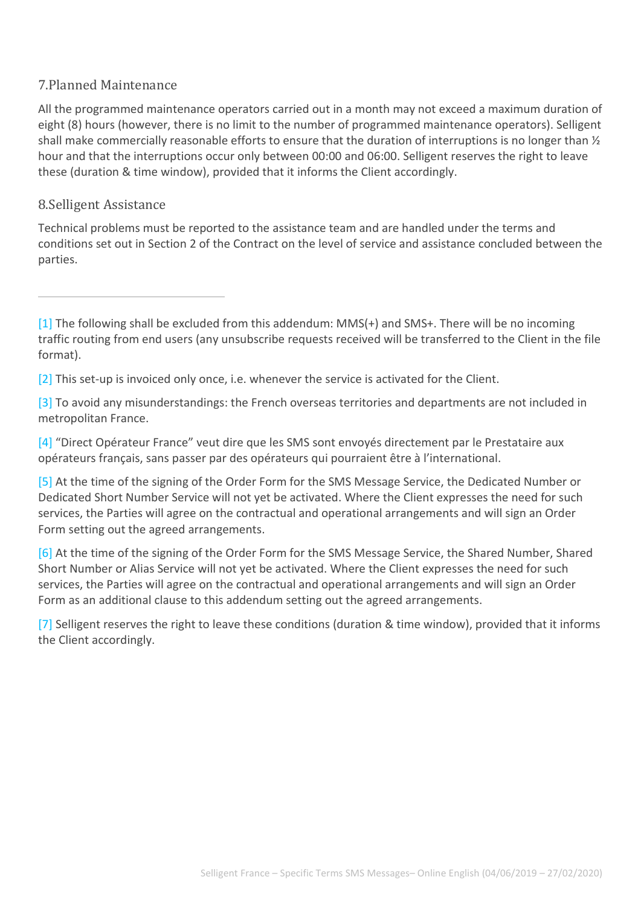## 7.Planned Maintenance

All the programmed maintenance operators carried out in a month may not exceed a maximum duration of eight (8) hours (however, there is no limit to the number of programmed maintenance operators). Selligent shall make commercially reasonable efforts to ensure that the duration of interruptions is no longer than ½ hour and that the interruptions occur only between 00:00 and 06:00. Selligent reserves the right to leave these (duration & time window), provided that it informs the Client accordingly.

## 8.Selligent Assistance

Technical problems must be reported to the assistance team and are handled under the terms and conditions set out in Section 2 of the Contract on the level of service and assistance concluded between the parties.

---

[1] The following shall be excluded from this addendum: MMS(+) and SMS+. There will be no incoming traffic routing from end users (any unsubscribe requests received will be transferred to the Client in the file format).

[2] This set-up is invoiced only once, i.e. whenever the service is activated for the Client.

[3] To avoid any misunderstandings: the French overseas territories and departments are not included in metropolitan France.

[4] "Direct Opérateur France" veut dire que les SMS sont envoyés directement par le Prestataire aux opérateurs français, sans passer par des opérateurs qui pourraient être à l'international.

[5] At the time of the signing of the Order Form for the SMS Message Service, the Dedicated Number or Dedicated Short Number Service will not yet be activated. Where the Client expresses the need for such services, the Parties will agree on the contractual and operational arrangements and will sign an Order Form setting out the agreed arrangements.

[6] At the time of the signing of the Order Form for the SMS Message Service, the Shared Number, Shared Short Number or Alias Service will not yet be activated. Where the Client expresses the need for such services, the Parties will agree on the contractual and operational arrangements and will sign an Order Form as an additional clause to this addendum setting out the agreed arrangements.

[7] Selligent reserves the right to leave these conditions (duration & time window), provided that it informs the Client accordingly.